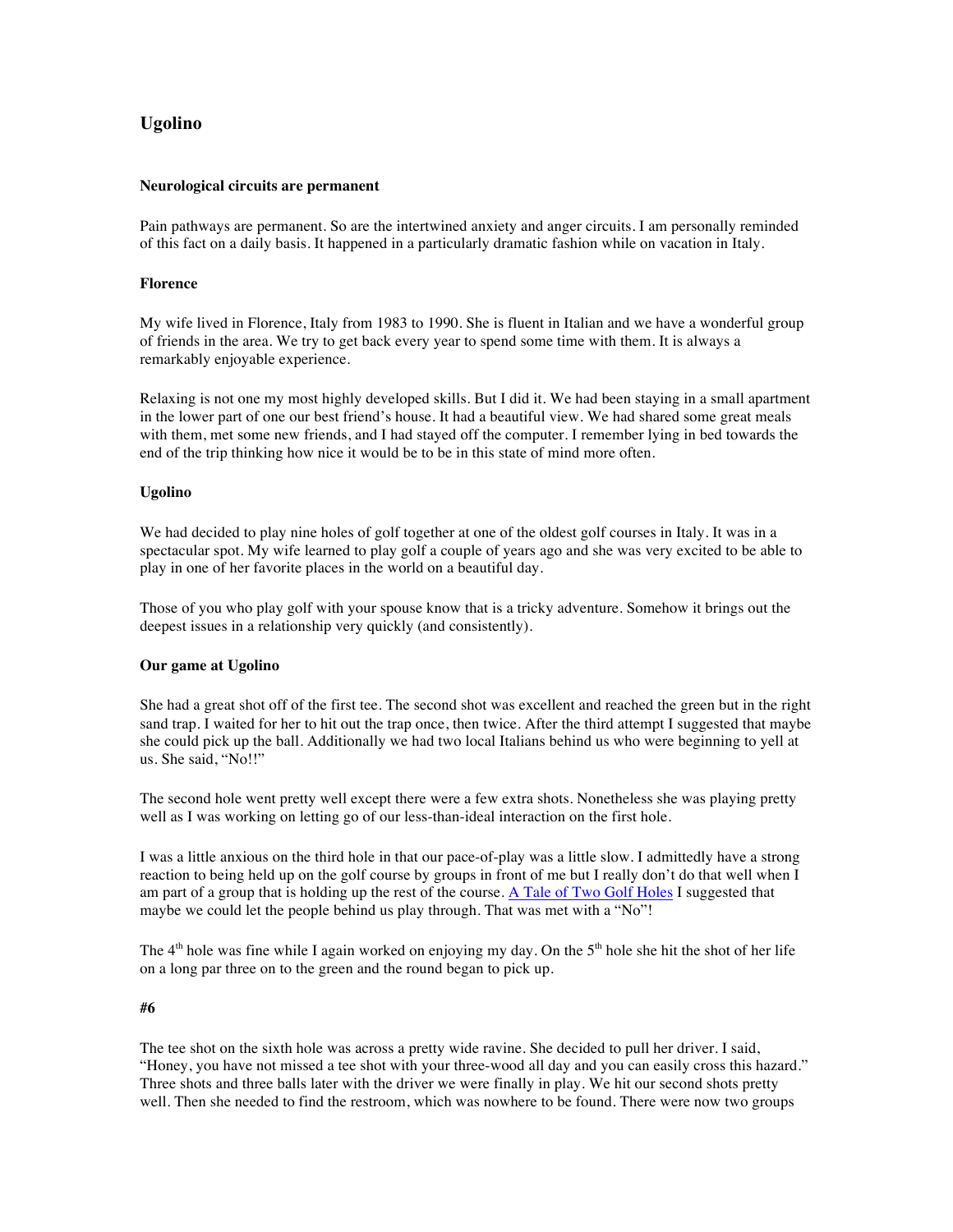# Ugolino

### Neurological circuits are permanent

Pain pathways are permanent. So are the intertwined anxiety and anger circuits. I am personally reminded of this fact on a daily basis. It happened in a particularly dramatic fashion while on vacation in Italy.

### Florence

My wife lived in Florence, Italy from 1983 to 1990. She is fluent in Italian and we have a wonderful group of friends in the area. We try to get back every year to spend some time with them. It is always a remarkably enjoyable experience.

Relaxing is not one my most highly developed skills. But I did it. We had been staying in a small apartment in the lower part of one our best friend's house. It had a beautiful view. We had shared some great meals with them, met some new friends, and I had stayed off the computer. I remember lying in bed towards the end of the trip thinking how nice it would be to be in this state of mind more often.

### Ugolino

We had decided to play nine holes of golf together at one of the oldest golf courses in Italy. It was in a spectacular spot. My wife learned to play golf a couple of years ago and she was very excited to be able to play in one of her favorite places in the world on a beautiful day.

Those of you who play golf with your spouse know that is a tricky adventure. Somehow it brings out the deepest issues in a relationship very quickly (and consistently).

### Our game at Ugolino

She had a great shot off of the first tee. The second shot was excellent and reached the green but in the right sand trap. I waited for her to hit out the trap once, then twice. After the third attempt I suggested that maybe she could pick up the ball. Additionally we had two local Italians behind us who were beginning to yell at us. She said, "No!!"

The second hole went pretty well except there were a few extra shots. Nonetheless she was playing pretty well as I was working on letting go of our less-than-ideal interaction on the first hole.

I was a little anxious on the third hole in that our pace-of-play was a little slow. I admittedly have a strong reaction to being held up on the golf course by groups in front of me but I really don't do that well when I am part of a group that is holding up the rest of the course. [A Tale of Two Golf Holes] I suggested that maybe we could let the people behind us play through. That was met with a "No"!

The 4th hole was fine while I again worked on enjoying my day. On the 5th hole she hit the shot of her life on a long par three on to the green and the round began to pick up.

### #6

The tee shot on the sixth hole was across a pretty wide ravine. She decided to pull her driver. I said, "Honey, you have not missed a tee shot with your three-wood all day and you can easily cross this hazard." Three shots and three balls later with the driver we were finally in play. We hit our second shots pretty well. Then she needed to find the restroom, which was nowhere to be found. There were now two groups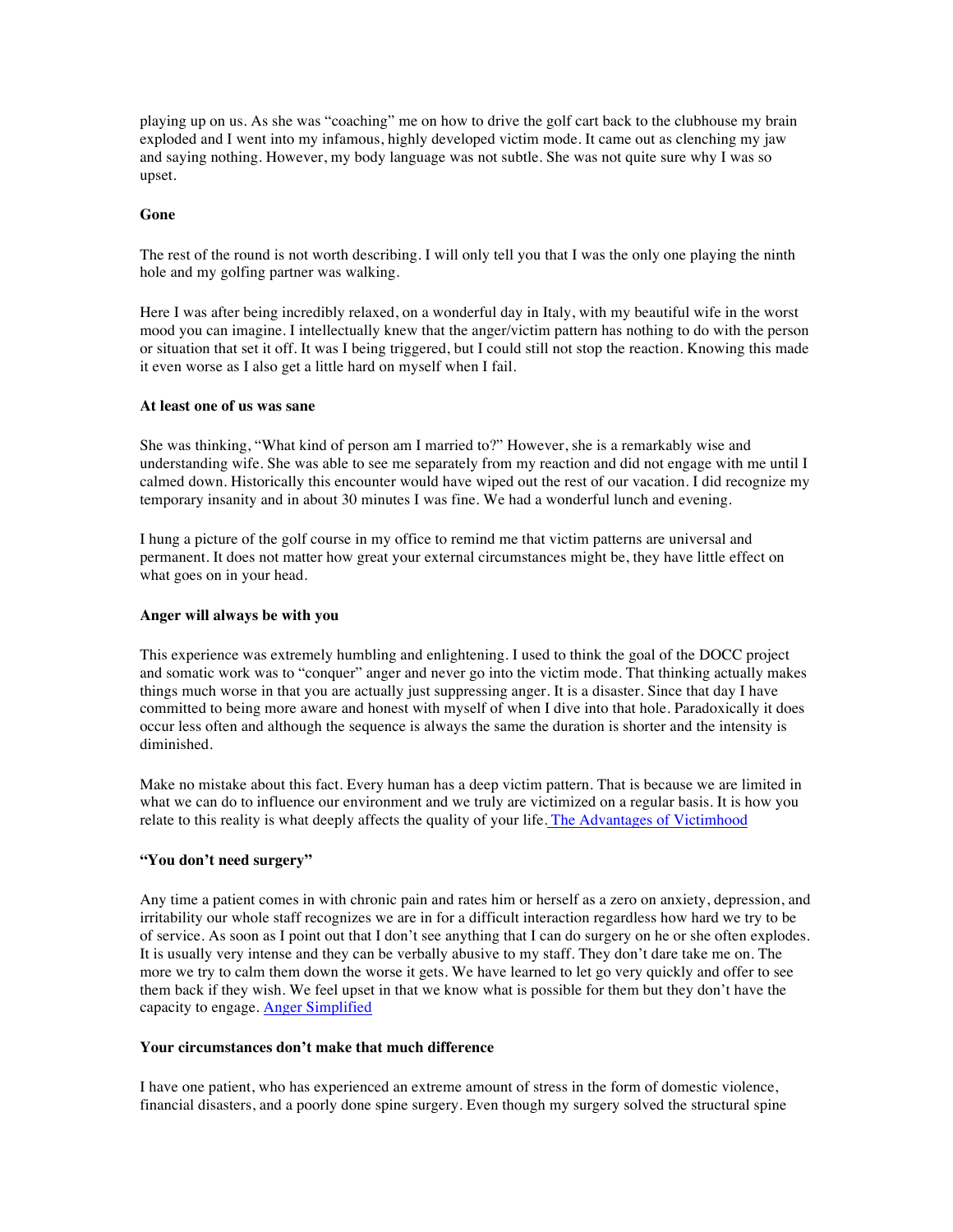playing up on us. As she was "coaching" me on how to drive the golf cart back to the clubhouse my brain exploded and I went into my infamous, highly developed victim mode. It came out as clenching my jaw and saying nothing. However, my body language was not subtle. She was not quite sure why I was so upset.

**Gone**

The rest of the round is not worth describing. I will only tell you that I was the only one playing the ninth hole and my golfing partner was walking.

Here I was after being incredibly relaxed, on a wonderful day in Italy, with my beautiful wife in the worst mood you can imagine. I intellectually knew that the anger/victim pattern has nothing to do with the person or situation that set it off. It was I being triggered, but I could still not stop the reaction. Knowing this made it even worse as I also get a little hard on myself when I fail.

**At least one of us was sane**

She was thinking, "What kind of person am I married to?" However, she is a remarkably wise and understanding wife. She was able to see me separately from my reaction and did not engage with me until I calmed down. Historically this encounter would have wiped out the rest of our vacation. I did recognize my temporary insanity and in about 30 minutes I was fine. We had a wonderful lunch and evening.

I hung a picture of the golf course in my office to remind me that victim patterns are universal and permanent. It does not matter how great your external circumstances might be, they have little effect on what goes on in your head.

**Anger will always be with you**

This experience was extremely humbling and enlightening. I used to think the goal of the DOCC project and somatic work was to "conquer" anger and never go into the victim mode. That thinking actually makes things much worse in that you are actually just suppressing anger. It is a disaster. Since that day I have committed to being more aware and honest with myself of when I dive into that hole. Paradoxically it does occur less often and although the sequence is always the same the duration is shorter and the intensity is diminished.

Make no mistake about this fact. Every human has a deep victim pattern. That is because we are limited in what we can do to influence our environment and we truly are victimized on a regular basis. It is how you relate to this reality is what deeply affects the quality of your life. The Advantages of Victimhood

**"You don't need surgery"**

Any time a patient comes in with chronic pain and rates him or herself as a zero on anxiety, depression, and irritability our whole staff recognizes we are in for a difficult interaction regardless how hard we try to be of service. As soon as I point out that I don't see anything that I can do surgery on he or she often explodes. It is usually very intense and they can be verbally abusive to my staff. They don't dare take me on. The more we try to calm them down the worse it gets. We have learned to let go very quickly and offer to see them back if they wish. We feel upset in that we know what is possible for them but they don't have the capacity to engage. Anger Simplified

**Your circumstances don't make that much difference**

I have one patient, who has experienced an extreme amount of stress in the form of domestic violence, financial disasters, and a poorly done spine surgery. Even though my surgery solved the structural spine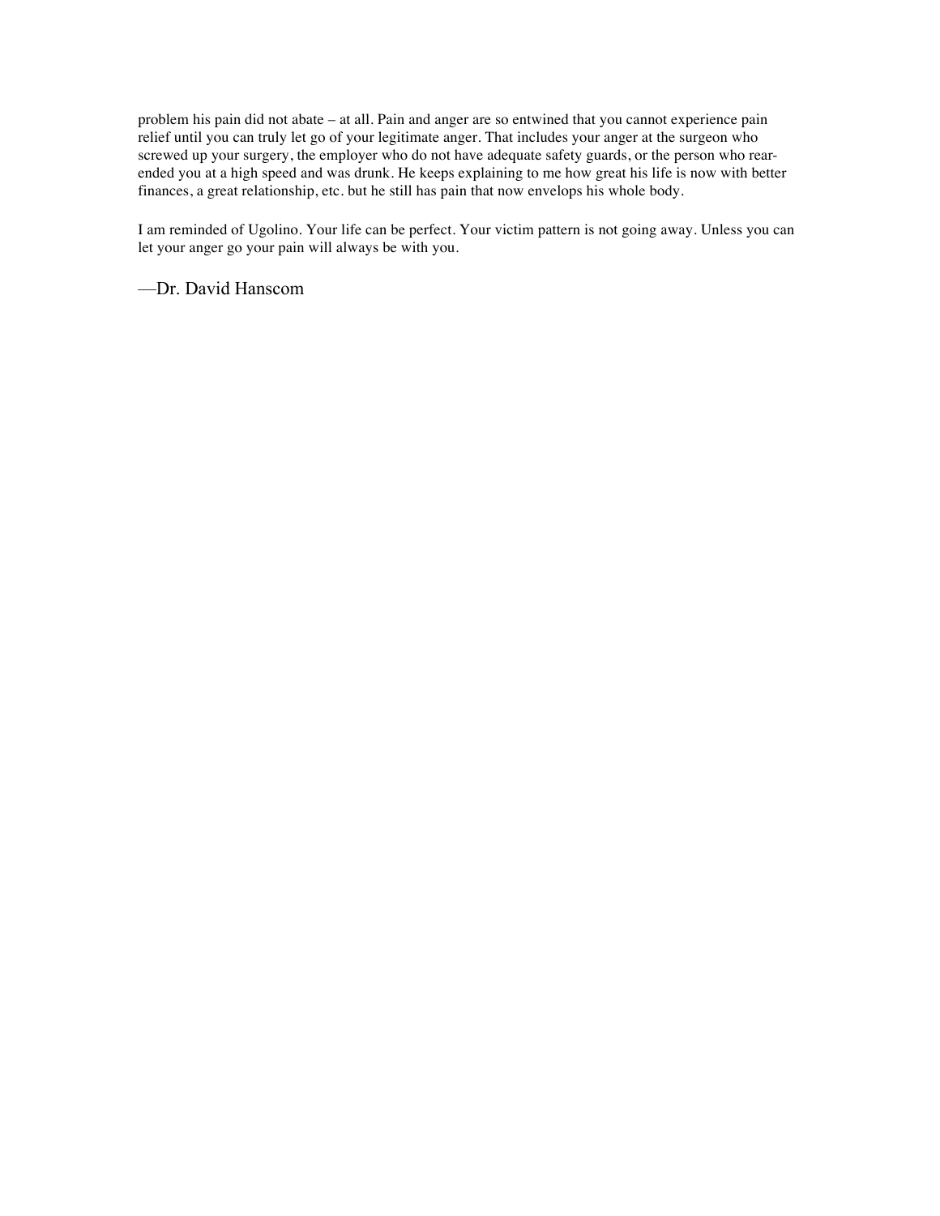problem his pain did not abate – at all. Pain and anger are so entwined that you cannot experience pain relief until you can truly let go of your legitimate anger. That includes your anger at the surgeon who screwed up your surgery, the employer who do not have adequate safety guards, or the person who rear-ended you at a high speed and was drunk. He keeps explaining to me how great his life is now with better finances, a great relationship, etc. but he still has pain that now envelops his whole body.

I am reminded of Ugolino. Your life can be perfect. Your victim pattern is not going away. Unless you can let your anger go your pain will always be with you.

—Dr. David Hanscom